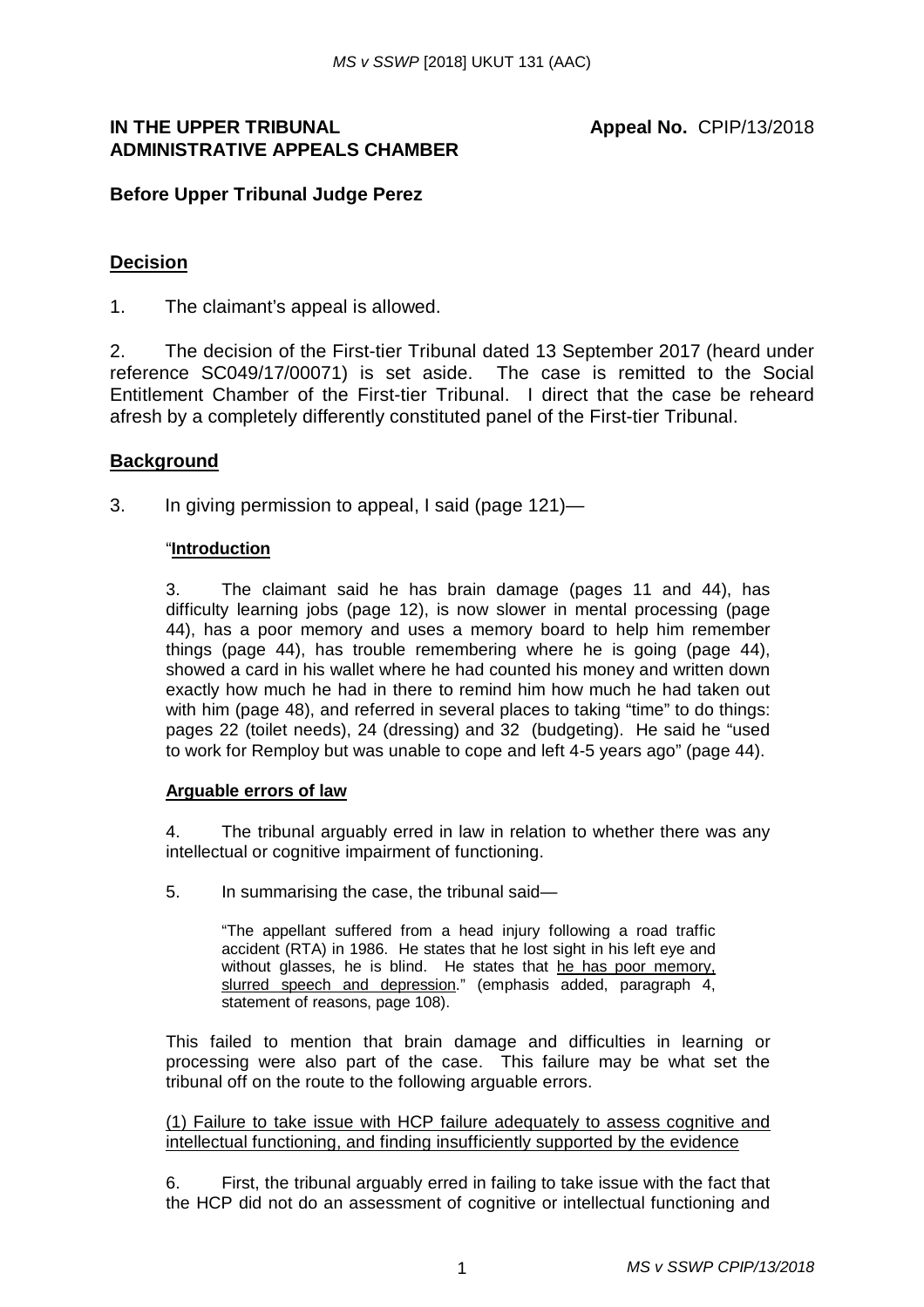**IN THE UPPER TRIBUNAL**
**ADMINISTRATIVE APPEALS CHAMBER**

**Appeal No.** CPIP/13/2018

**Before Upper Tribunal Judge Perez**

## Decision

1. The claimant's appeal is allowed.

2. The decision of the First-tier Tribunal dated 13 September 2017 (heard under reference SC049/17/00071) is set aside. The case is remitted to the Social Entitlement Chamber of the First-tier Tribunal. I direct that the case be reheard afresh by a completely differently constituted panel of the First-tier Tribunal.

## Background

3. In giving permission to appeal, I said (page 121)—

> "**Introduction**
>
> 3. The claimant said he has brain damage (pages 11 and 44), has difficulty learning jobs (page 12), is now slower in mental processing (page 44), has a poor memory and uses a memory board to help him remember things (page 44), has trouble remembering where he is going (page 44), showed a card in his wallet where he had counted his money and written down exactly how much he had in there to remind him how much he had taken out with him (page 48), and referred in several places to taking "time" to do things: pages 22 (toilet needs), 24 (dressing) and 32 (budgeting). He said he "used to work for Remploy but was unable to cope and left 4-5 years ago" (page 44).
>
> **Arguable errors of law**
>
> 4. The tribunal arguably erred in law in relation to whether there was any intellectual or cognitive impairment of functioning.
>
> 5. In summarising the case, the tribunal said—
>
> > "The appellant suffered from a head injury following a road traffic accident (RTA) in 1986. He states that he lost sight in his left eye and without glasses, he is blind. He states that <u>he has poor memory, slurred speech and depression</u>." (emphasis added, paragraph 4, statement of reasons, page 108).
>
> This failed to mention that brain damage and difficulties in learning or processing were also part of the case. This failure may be what set the tribunal off on the route to the following arguable errors.
>
> <u>(1) Failure to take issue with HCP failure adequately to assess cognitive and intellectual functioning, and finding insufficiently supported by the evidence</u>
>
> 6. First, the tribunal arguably erred in failing to take issue with the fact that the HCP did not do an assessment of cognitive or intellectual functioning and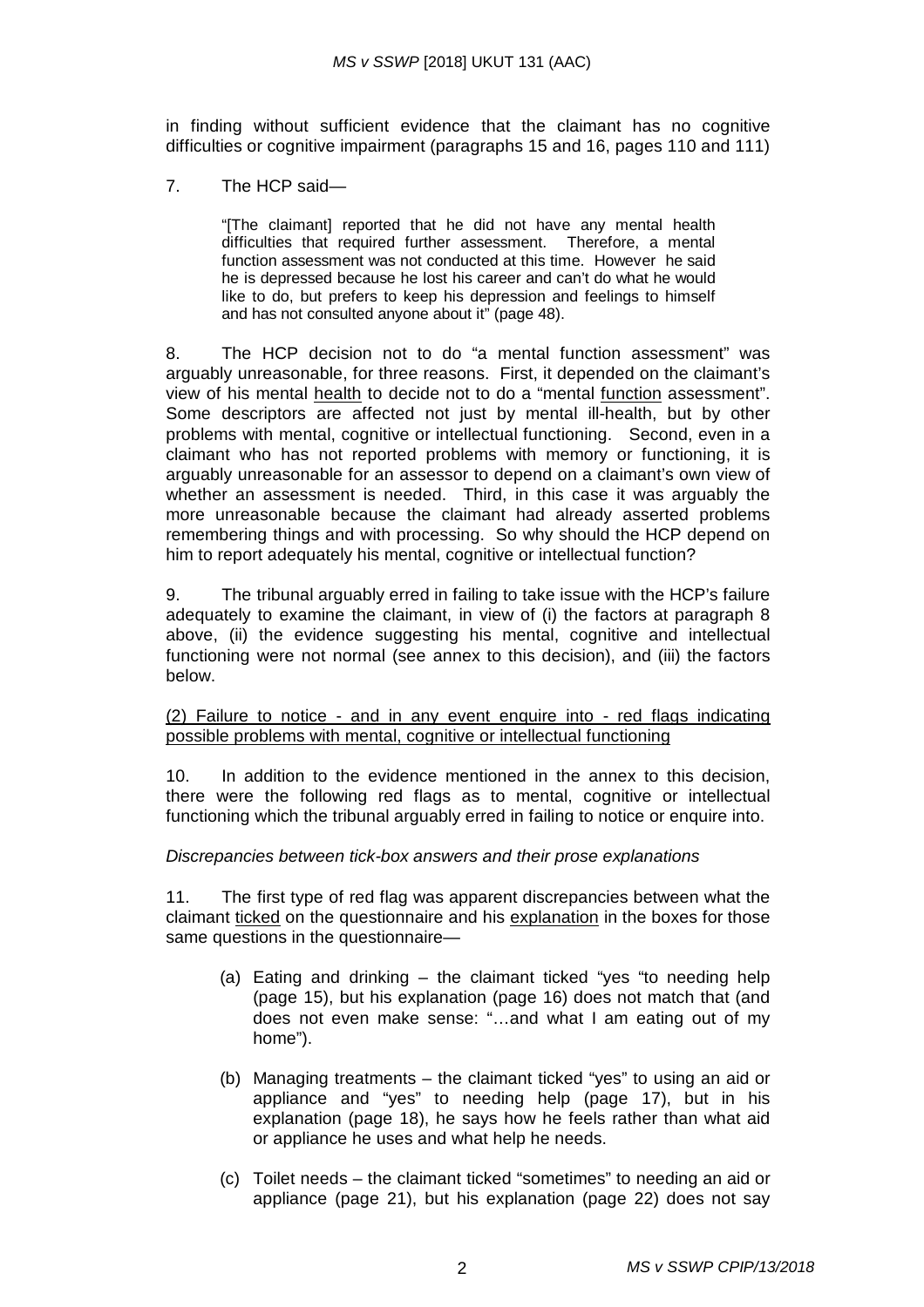in finding without sufficient evidence that the claimant has no cognitive difficulties or cognitive impairment (paragraphs 15 and 16, pages 110 and 111)

7. The HCP said—

> "[The claimant] reported that he did not have any mental health difficulties that required further assessment. Therefore, a mental function assessment was not conducted at this time. However he said he is depressed because he lost his career and can't do what he would like to do, but prefers to keep his depression and feelings to himself and has not consulted anyone about it" (page 48).

8. The HCP decision not to do "a mental function assessment" was arguably unreasonable, for three reasons. First, it depended on the claimant's view of his mental <u>health</u> to decide not to do a "mental <u>function</u> assessment". Some descriptors are affected not just by mental ill-health, but by other problems with mental, cognitive or intellectual functioning. Second, even in a claimant who has not reported problems with memory or functioning, it is arguably unreasonable for an assessor to depend on a claimant's own view of whether an assessment is needed. Third, in this case it was arguably the more unreasonable because the claimant had already asserted problems remembering things and with processing. So why should the HCP depend on him to report adequately his mental, cognitive or intellectual function?

9. The tribunal arguably erred in failing to take issue with the HCP's failure adequately to examine the claimant, in view of (i) the factors at paragraph 8 above, (ii) the evidence suggesting his mental, cognitive and intellectual functioning were not normal (see annex to this decision), and (iii) the factors below.

<u>(2) Failure to notice - and in any event enquire into - red flags indicating possible problems with mental, cognitive or intellectual functioning</u>

10. In addition to the evidence mentioned in the annex to this decision, there were the following red flags as to mental, cognitive or intellectual functioning which the tribunal arguably erred in failing to notice or enquire into.

*Discrepancies between tick-box answers and their prose explanations*

11. The first type of red flag was apparent discrepancies between what the claimant <u>ticked</u> on the questionnaire and his <u>explanation</u> in the boxes for those same questions in the questionnaire—

(a) Eating and drinking – the claimant ticked "yes "to needing help (page 15), but his explanation (page 16) does not match that (and does not even make sense: "…and what I am eating out of my home").

(b) Managing treatments – the claimant ticked "yes" to using an aid or appliance and "yes" to needing help (page 17), but in his explanation (page 18), he says how he feels rather than what aid or appliance he uses and what help he needs.

(c) Toilet needs – the claimant ticked "sometimes" to needing an aid or appliance (page 21), but his explanation (page 22) does not say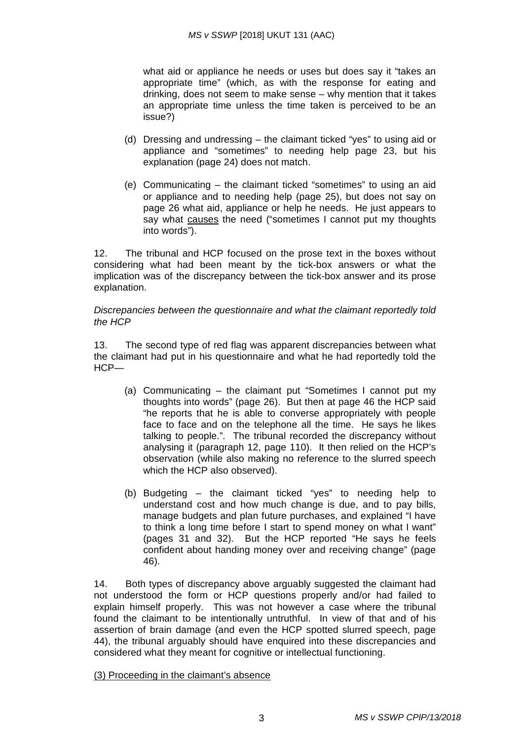what aid or appliance he needs or uses but does say it "takes an appropriate time" (which, as with the response for eating and drinking, does not seem to make sense – why mention that it takes an appropriate time unless the time taken is perceived to be an issue?)

(d) Dressing and undressing – the claimant ticked "yes" to using aid or appliance and "sometimes" to needing help page 23, but his explanation (page 24) does not match.

(e) Communicating – the claimant ticked "sometimes" to using an aid or appliance and to needing help (page 25), but does not say on page 26 what aid, appliance or help he needs. He just appears to say what <u>causes</u> the need ("sometimes I cannot put my thoughts into words").

12. The tribunal and HCP focused on the prose text in the boxes without considering what had been meant by the tick-box answers or what the implication was of the discrepancy between the tick-box answer and its prose explanation.

*Discrepancies between the questionnaire and what the claimant reportedly told the HCP*

13. The second type of red flag was apparent discrepancies between what the claimant had put in his questionnaire and what he had reportedly told the HCP—

(a) Communicating – the claimant put "Sometimes I cannot put my thoughts into words" (page 26). But then at page 46 the HCP said "he reports that he is able to converse appropriately with people face to face and on the telephone all the time. He says he likes talking to people.". The tribunal recorded the discrepancy without analysing it (paragraph 12, page 110). It then relied on the HCP's observation (while also making no reference to the slurred speech which the HCP also observed).

(b) Budgeting – the claimant ticked "yes" to needing help to understand cost and how much change is due, and to pay bills, manage budgets and plan future purchases, and explained "I have to think a long time before I start to spend money on what I want" (pages 31 and 32). But the HCP reported "He says he feels confident about handing money over and receiving change" (page 46).

14. Both types of discrepancy above arguably suggested the claimant had not understood the form or HCP questions properly and/or had failed to explain himself properly. This was not however a case where the tribunal found the claimant to be intentionally untruthful. In view of that and of his assertion of brain damage (and even the HCP spotted slurred speech, page 44), the tribunal arguably should have enquired into these discrepancies and considered what they meant for cognitive or intellectual functioning.

<u>(3) Proceeding in the claimant's absence</u>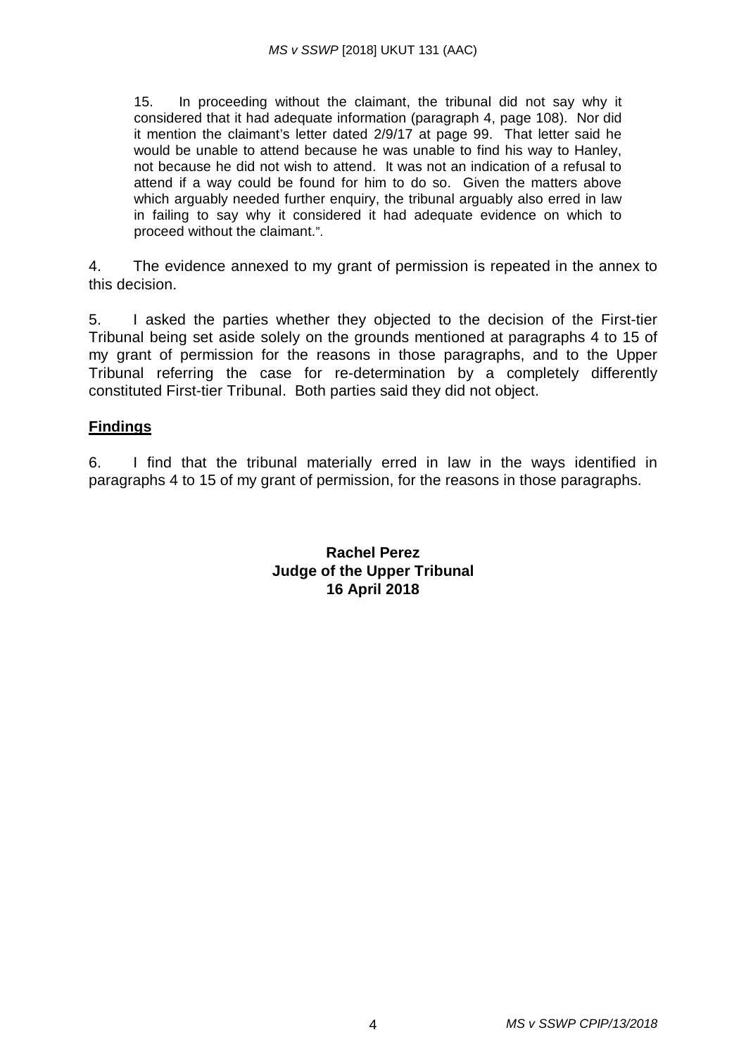15. In proceeding without the claimant, the tribunal did not say why it considered that it had adequate information (paragraph 4, page 108). Nor did it mention the claimant's letter dated 2/9/17 at page 99. That letter said he would be unable to attend because he was unable to find his way to Hanley, not because he did not wish to attend. It was not an indication of a refusal to attend if a way could be found for him to do so. Given the matters above which arguably needed further enquiry, the tribunal arguably also erred in law in failing to say why it considered it had adequate evidence on which to proceed without the claimant.".

4. The evidence annexed to my grant of permission is repeated in the annex to this decision.

5. I asked the parties whether they objected to the decision of the First-tier Tribunal being set aside solely on the grounds mentioned at paragraphs 4 to 15 of my grant of permission for the reasons in those paragraphs, and to the Upper Tribunal referring the case for re-determination by a completely differently constituted First-tier Tribunal. Both parties said they did not object.

## Findings

6. I find that the tribunal materially erred in law in the ways identified in paragraphs 4 to 15 of my grant of permission, for the reasons in those paragraphs.

**Rachel Perez**
**Judge of the Upper Tribunal**
**16 April 2018**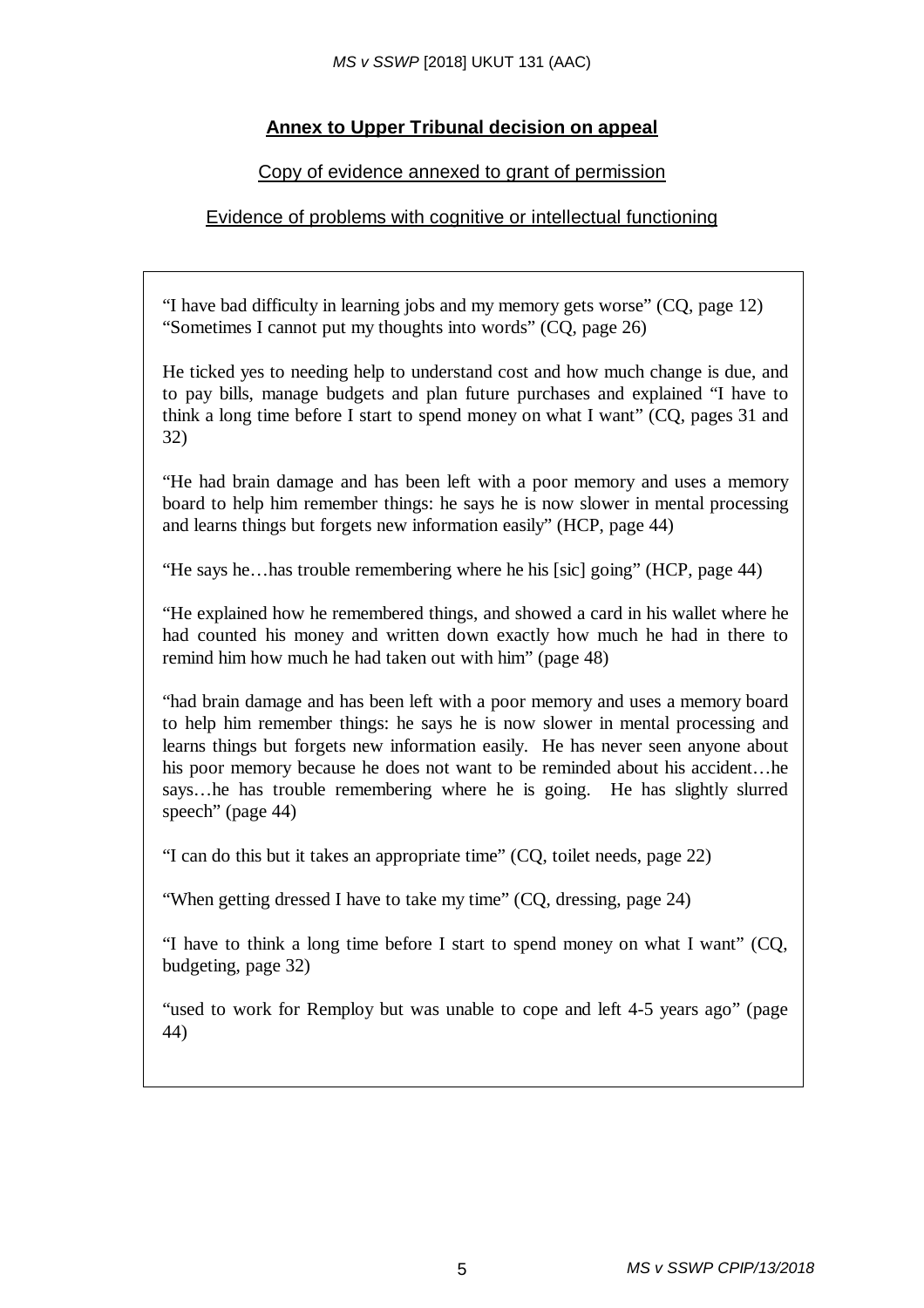**Annex to Upper Tribunal decision on appeal**

Copy of evidence annexed to grant of permission

Evidence of problems with cognitive or intellectual functioning

"I have bad difficulty in learning jobs and my memory gets worse" (CQ, page 12)
"Sometimes I cannot put my thoughts into words" (CQ, page 26)

He ticked yes to needing help to understand cost and how much change is due, and to pay bills, manage budgets and plan future purchases and explained "I have to think a long time before I start to spend money on what I want" (CQ, pages 31 and 32)

"He had brain damage and has been left with a poor memory and uses a memory board to help him remember things: he says he is now slower in mental processing and learns things but forgets new information easily" (HCP, page 44)

"He says he…has trouble remembering where he his [sic] going" (HCP, page 44)

"He explained how he remembered things, and showed a card in his wallet where he had counted his money and written down exactly how much he had in there to remind him how much he had taken out with him" (page 48)

"had brain damage and has been left with a poor memory and uses a memory board to help him remember things: he says he is now slower in mental processing and learns things but forgets new information easily. He has never seen anyone about his poor memory because he does not want to be reminded about his accident…he says…he has trouble remembering where he is going. He has slightly slurred speech" (page 44)

"I can do this but it takes an appropriate time" (CQ, toilet needs, page 22)

"When getting dressed I have to take my time" (CQ, dressing, page 24)

"I have to think a long time before I start to spend money on what I want" (CQ, budgeting, page 32)

"used to work for Remploy but was unable to cope and left 4-5 years ago" (page 44)